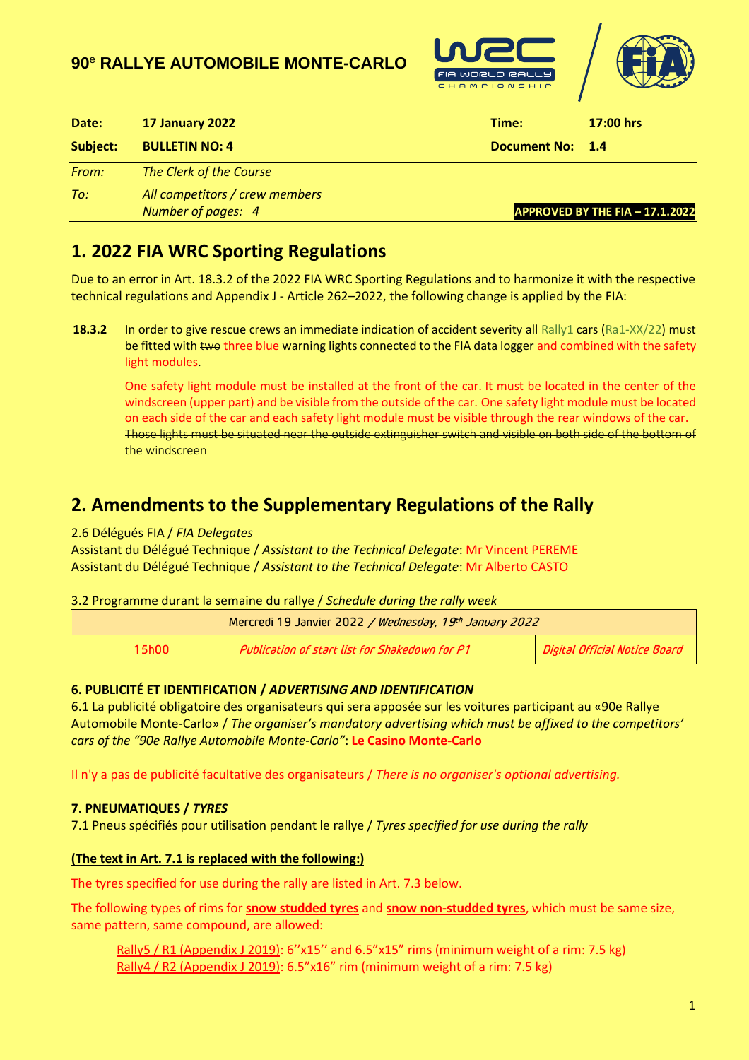# 90e RALLYE AUTOMOBILE MONTE-CARLO

| **Date:** | **17 January 2022** | **Time:** | **17:00 hrs** |
|---|---|---|---|
| **Subject:** | **BULLETIN NO: 4** | **Document No:** | **1.4** |
| *From:* | *The Clerk of the Course* | | |
| *To:* | *All competitors / crew members* | | |
| | *Number of pages: 4* | | **APPROVED BY THE FIA – 17.1.2022** |

## 1. 2022 FIA WRC Sporting Regulations

Due to an error in Art. 18.3.2 of the 2022 FIA WRC Sporting Regulations and to harmonize it with the respective technical regulations and Appendix J - Article 262–2022, the following change is applied by the FIA:

**18.3.2** In order to give rescue crews an immediate indication of accident severity all Rally1 cars (Ra1-XX/22) must be fitted with ~~two~~ three blue warning lights connected to the FIA data logger and combined with the safety light modules.

One safety light module must be installed at the front of the car. It must be located in the center of the windscreen (upper part) and be visible from the outside of the car. One safety light module must be located on each side of the car and each safety light module must be visible through the rear windows of the car. ~~Those lights must be situated near the outside extinguisher switch and visible on both side of the bottom of the windscreen~~

## 2. Amendments to the Supplementary Regulations of the Rally

2.6 Délégués FIA / *FIA Delegates*
Assistant du Délégué Technique / *Assistant to the Technical Delegate*: Mr Vincent PEREME
Assistant du Délégué Technique / *Assistant to the Technical Delegate*: Mr Alberto CASTO

3.2 Programme durant la semaine du rallye / *Schedule during the rally week*

| Mercredi 19 Janvier 2022 / *Wednesday, 19th January 2022* | | |
|---|---|---|
| 15h00 | *Publication of start list for Shakedown for P1* | *Digital Official Notice Board* |

**6. PUBLICITÉ ET IDENTIFICATION / *ADVERTISING AND IDENTIFICATION***
6.1 La publicité obligatoire des organisateurs qui sera apposée sur les voitures participant au «90e Rallye Automobile Monte-Carlo» / *The organiser's mandatory advertising which must be affixed to the competitors' cars of the "90e Rallye Automobile Monte-Carlo"*: **Le Casino Monte-Carlo**

Il n'y a pas de publicité facultative des organisateurs / *There is no organiser's optional advertising.*

**7. PNEUMATIQUES / *TYRES***
7.1 Pneus spécifiés pour utilisation pendant le rallye / *Tyres specified for use during the rally*

**(The text in Art. 7.1 is replaced with the following:)**

The tyres specified for use during the rally are listed in Art. 7.3 below.

The following types of rims for **snow studded tyres** and **snow non-studded tyres**, which must be same size, same pattern, same compound, are allowed:

Rally5 / R1 (Appendix J 2019): 6''x15'' and 6.5"x15" rims (minimum weight of a rim: 7.5 kg)
Rally4 / R2 (Appendix J 2019): 6.5"x16" rim (minimum weight of a rim: 7.5 kg)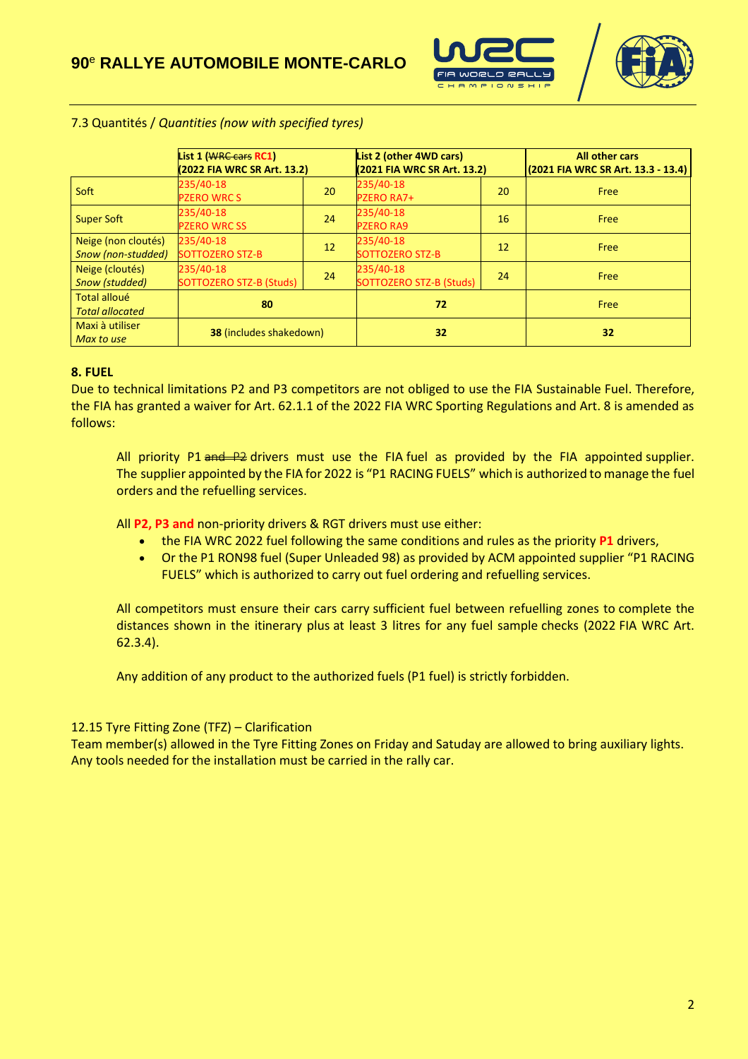7.3 Quantités / *Quantities (now with specified tyres)*

| | List 1 (~~WRC cars~~ RC1) (2022 FIA WRC SR Art. 13.2) | | List 2 (other 4WD cars) (2021 FIA WRC SR Art. 13.2) | | All other cars (2021 FIA WRC SR Art. 13.3 - 13.4) |
|---|---|---|---|---|---|
| Soft | 235/40-18 PZERO WRC S | 20 | 235/40-18 PZERO RA7+ | 20 | Free |
| Super Soft | 235/40-18 PZERO WRC SS | 24 | 235/40-18 PZERO RA9 | 16 | Free |
| Neige (non cloutés) *Snow (non-studded)* | 235/40-18 SOTTOZERO STZ-B | 12 | 235/40-18 SOTTOZERO STZ-B | 12 | Free |
| Neige (cloutés) *Snow (studded)* | 235/40-18 SOTTOZERO STZ-B (Studs) | 24 | 235/40-18 SOTTOZERO STZ-B (Studs) | 24 | Free |
| Total alloué *Total allocated* | **80** | | **72** | | Free |
| Maxi à utiliser *Max to use* | **38** (includes shakedown) | | **32** | | **32** |

**8. FUEL**

Due to technical limitations P2 and P3 competitors are not obliged to use the FIA Sustainable Fuel. Therefore, the FIA has granted a waiver for Art. 62.1.1 of the 2022 FIA WRC Sporting Regulations and Art. 8 is amended as follows:

> All priority P1 ~~and P2~~ drivers must use the FIA fuel as provided by the FIA appointed supplier. The supplier appointed by the FIA for 2022 is "P1 RACING FUELS" which is authorized to manage the fuel orders and the refuelling services.
>
> All **P2, P3 and** non-priority drivers & RGT drivers must use either:
>
> - the FIA WRC 2022 fuel following the same conditions and rules as the priority **P1** drivers,
> - Or the P1 RON98 fuel (Super Unleaded 98) as provided by ACM appointed supplier "P1 RACING FUELS" which is authorized to carry out fuel ordering and refuelling services.
>
> All competitors must ensure their cars carry sufficient fuel between refuelling zones to complete the distances shown in the itinerary plus at least 3 litres for any fuel sample checks (2022 FIA WRC Art. 62.3.4).
>
> Any addition of any product to the authorized fuels (P1 fuel) is strictly forbidden.

12.15 Tyre Fitting Zone (TFZ) – Clarification

Team member(s) allowed in the Tyre Fitting Zones on Friday and Satuday are allowed to bring auxiliary lights. Any tools needed for the installation must be carried in the rally car.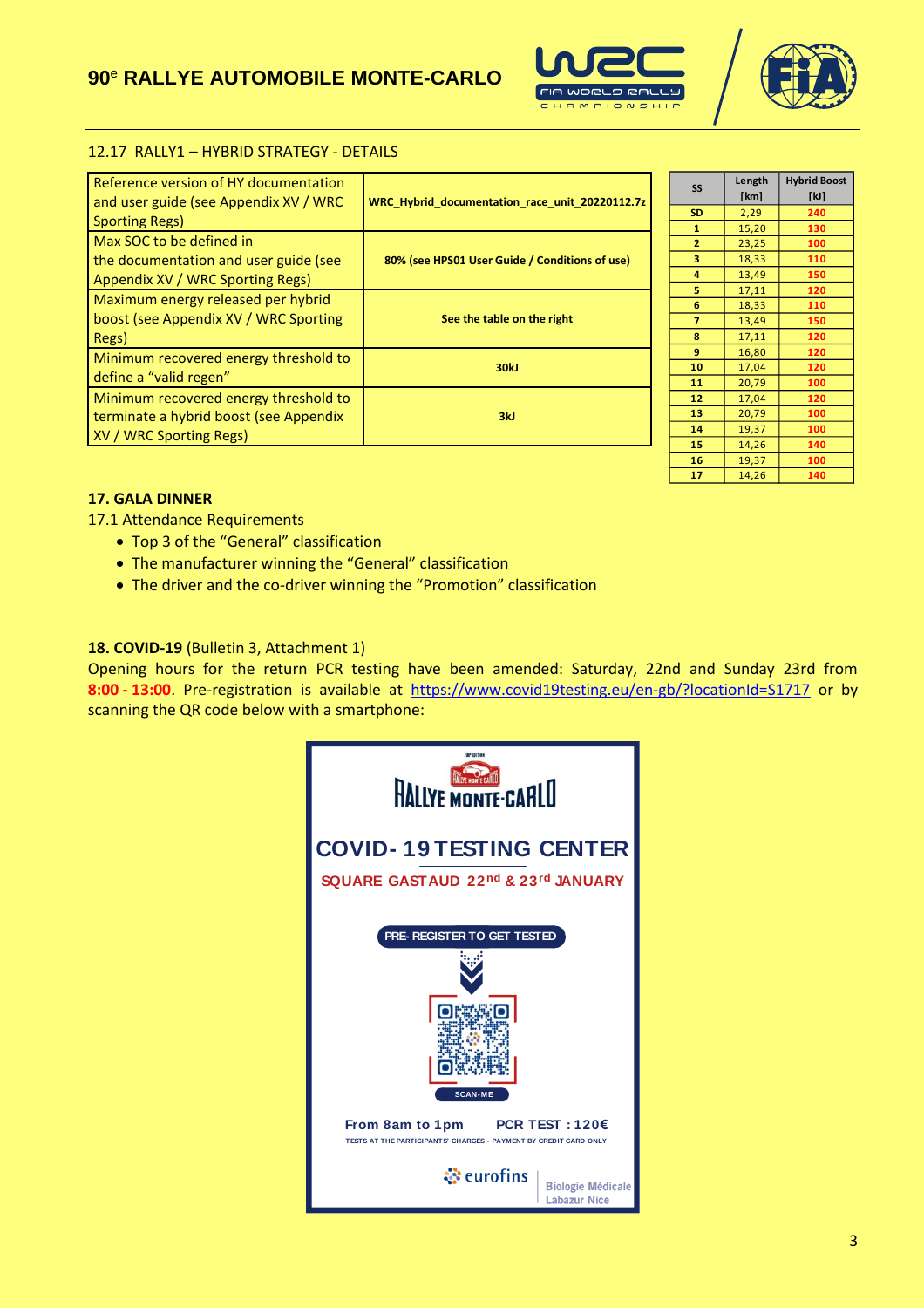## 12.17 RALLY1 – HYBRID STRATEGY - DETAILS

| | |
|---|---|
| Reference version of HY documentation and user guide (see Appendix XV / WRC Sporting Regs) | **WRC_Hybrid_documentation_race_unit_20220112.7z** |
| Max SOC to be defined in the documentation and user guide (see Appendix XV / WRC Sporting Regs) | **80% (see HPS01 User Guide / Conditions of use)** |
| Maximum energy released per hybrid boost (see Appendix XV / WRC Sporting Regs) | **See the table on the right** |
| Minimum recovered energy threshold to define a "valid regen" | **30kJ** |
| Minimum recovered energy threshold to terminate a hybrid boost (see Appendix XV / WRC Sporting Regs) | **3kJ** |

| SS | Length [km] | Hybrid Boost [kJ] |
|---|---|---|
| SD | 2,29 | 240 |
| 1 | 15,20 | 130 |
| 2 | 23,25 | 100 |
| 3 | 18,33 | 110 |
| 4 | 13,49 | 150 |
| 5 | 17,11 | 120 |
| 6 | 18,33 | 110 |
| 7 | 13,49 | 150 |
| 8 | 17,11 | 120 |
| 9 | 16,80 | 120 |
| 10 | 17,04 | 120 |
| 11 | 20,79 | 100 |
| 12 | 17,04 | 120 |
| 13 | 20,79 | 100 |
| 14 | 19,37 | 100 |
| 15 | 14,26 | 140 |
| 16 | 19,37 | 100 |
| 17 | 14,26 | 140 |

## 17. GALA DINNER

17.1 Attendance Requirements

- Top 3 of the "General" classification
- The manufacturer winning the "General" classification
- The driver and the co-driver winning the "Promotion" classification

## 18. COVID-19 (Bulletin 3, Attachment 1)

Opening hours for the return PCR testing have been amended: Saturday, 22nd and Sunday 23rd from **8:00 - 13:00**. Pre-registration is available at https://www.covid19testing.eu/en-gb/?locationId=S1717 or by scanning the QR code below with a smartphone:

RALLYE MONTE-CARLO

**COVID-19 TESTING CENTER**

SQUARE GASTAUD 22nd & 23rd JANUARY

PRE-REGISTER TO GET TESTED

SCAN-ME

From 8am to 1pm PCR TEST : 120€

TESTS AT THE PARTICIPANTS' CHARGES - PAYMENT BY CREDIT CARD ONLY

eurofins | Biologie Médicale Labazur Nice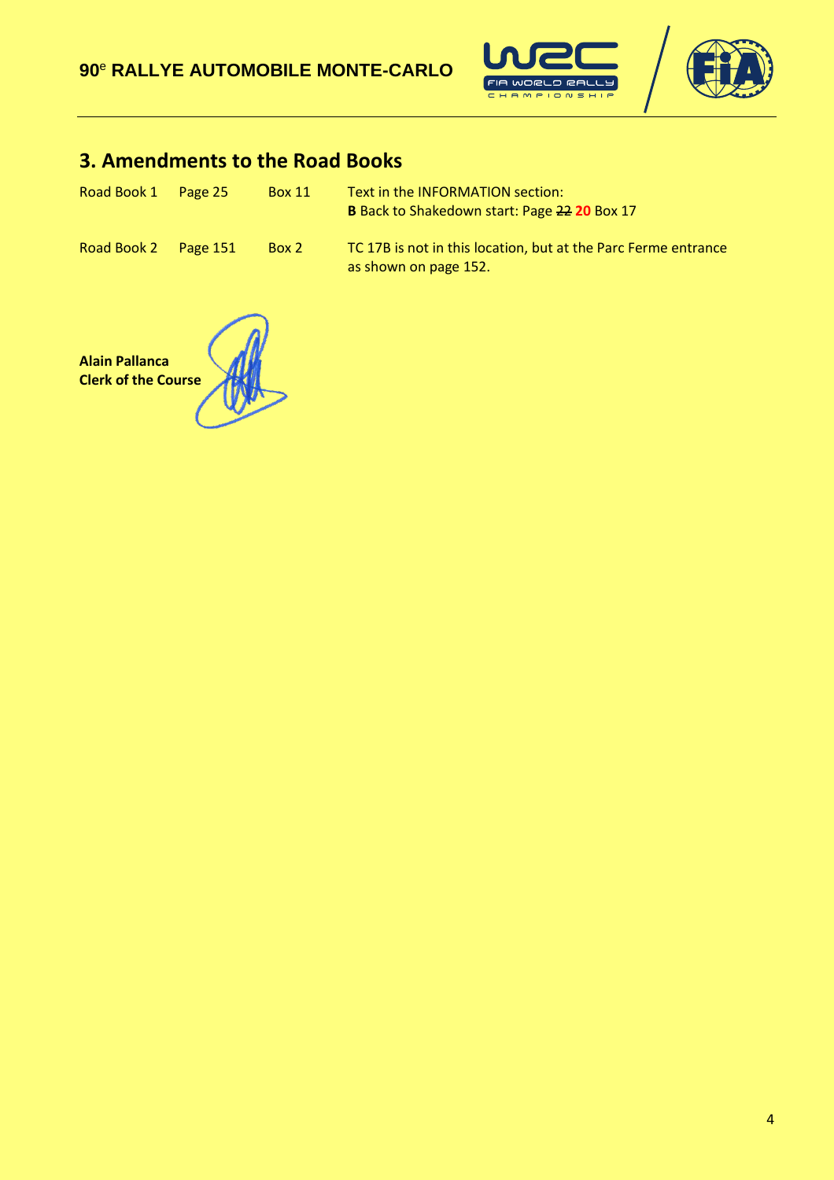## 3. Amendments to the Road Books

| | | | |
|---|---|---|---|
| Road Book 1 | Page 25 | Box 11 | Text in the INFORMATION section:<br>**B** Back to Shakedown start: Page ~~22~~ **20** Box 17 |
| Road Book 2 | Page 151 | Box 2 | TC 17B is not in this location, but at the Parc Ferme entrance as shown on page 152. |

**Alain Pallanca**
**Clerk of the Course**